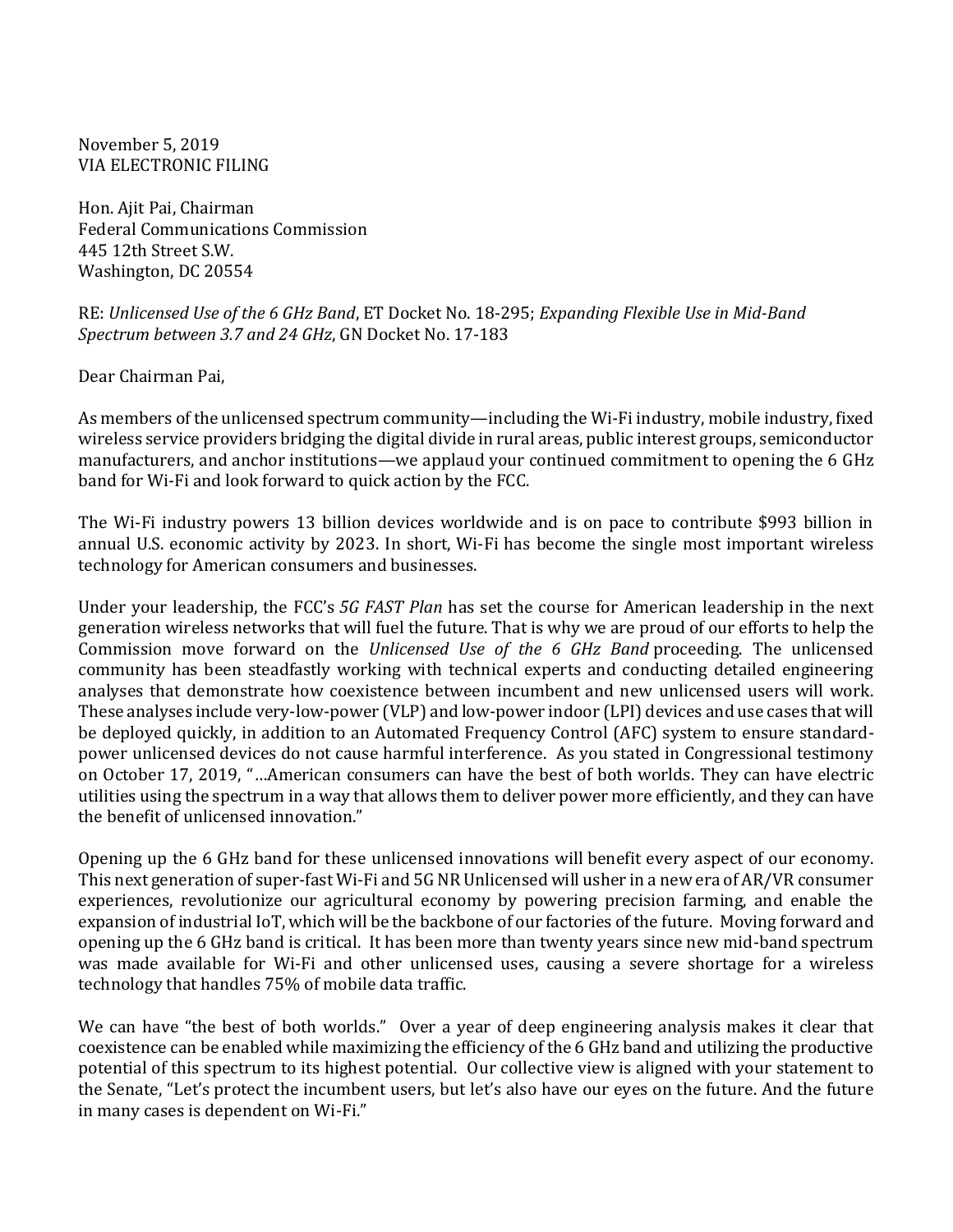November 5, 2019
VIA ELECTRONIC FILING

Hon. Ajit Pai, Chairman
Federal Communications Commission
445 12th Street S.W.
Washington, DC 20554

RE: *Unlicensed Use of the 6 GHz Band*, ET Docket No. 18-295; *Expanding Flexible Use in Mid-Band Spectrum between 3.7 and 24 GHz*, GN Docket No. 17-183

Dear Chairman Pai,

As members of the unlicensed spectrum community—including the Wi-Fi industry, mobile industry, fixed wireless service providers bridging the digital divide in rural areas, public interest groups, semiconductor manufacturers, and anchor institutions—we applaud your continued commitment to opening the 6 GHz band for Wi-Fi and look forward to quick action by the FCC.

The Wi-Fi industry powers 13 billion devices worldwide and is on pace to contribute $993 billion in annual U.S. economic activity by 2023. In short, Wi-Fi has become the single most important wireless technology for American consumers and businesses.

Under your leadership, the FCC's *5G FAST Plan* has set the course for American leadership in the next generation wireless networks that will fuel the future. That is why we are proud of our efforts to help the Commission move forward on the *Unlicensed Use of the 6 GHz Band* proceeding. The unlicensed community has been steadfastly working with technical experts and conducting detailed engineering analyses that demonstrate how coexistence between incumbent and new unlicensed users will work. These analyses include very-low-power (VLP) and low-power indoor (LPI) devices and use cases that will be deployed quickly, in addition to an Automated Frequency Control (AFC) system to ensure standard-power unlicensed devices do not cause harmful interference. As you stated in Congressional testimony on October 17, 2019, "…American consumers can have the best of both worlds. They can have electric utilities using the spectrum in a way that allows them to deliver power more efficiently, and they can have the benefit of unlicensed innovation."

Opening up the 6 GHz band for these unlicensed innovations will benefit every aspect of our economy. This next generation of super-fast Wi-Fi and 5G NR Unlicensed will usher in a new era of AR/VR consumer experiences, revolutionize our agricultural economy by powering precision farming, and enable the expansion of industrial IoT, which will be the backbone of our factories of the future. Moving forward and opening up the 6 GHz band is critical. It has been more than twenty years since new mid-band spectrum was made available for Wi-Fi and other unlicensed uses, causing a severe shortage for a wireless technology that handles 75% of mobile data traffic.

We can have "the best of both worlds." Over a year of deep engineering analysis makes it clear that coexistence can be enabled while maximizing the efficiency of the 6 GHz band and utilizing the productive potential of this spectrum to its highest potential. Our collective view is aligned with your statement to the Senate, "Let's protect the incumbent users, but let's also have our eyes on the future. And the future in many cases is dependent on Wi-Fi."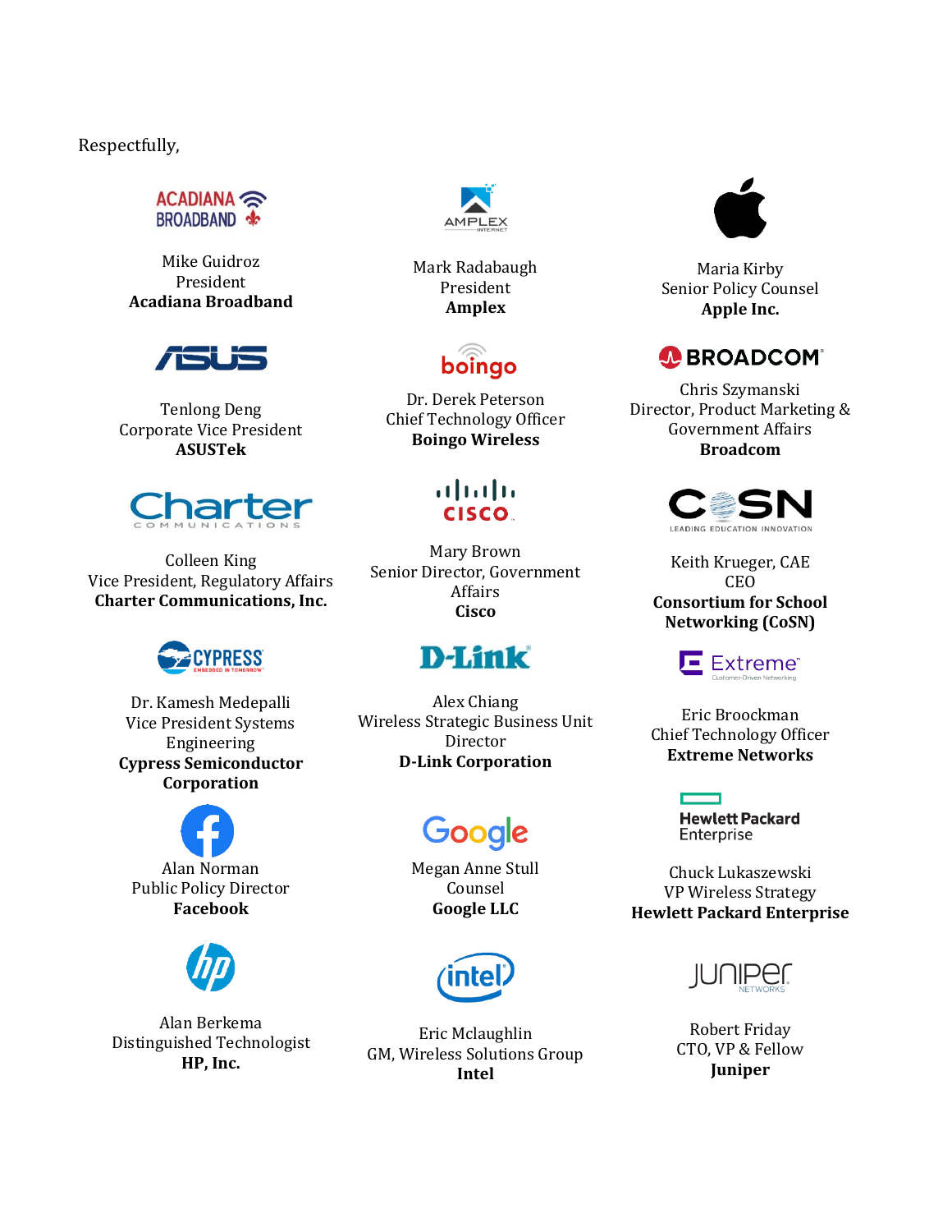Respectfully,

Mike Guidroz
President
**Acadiana Broadband**

Mark Radabaugh
President
**Amplex**

Maria Kirby
Senior Policy Counsel
**Apple Inc.**

Tenlong Deng
Corporate Vice President
**ASUSTek**

Dr. Derek Peterson
Chief Technology Officer
**Boingo Wireless**

Chris Szymanski
Director, Product Marketing & Government Affairs
**Broadcom**

Colleen King
Vice President, Regulatory Affairs
**Charter Communications, Inc.**

Mary Brown
Senior Director, Government Affairs
**Cisco**

Keith Krueger, CAE
CEO
**Consortium for School Networking (CoSN)**

Dr. Kamesh Medepalli
Vice President Systems Engineering
**Cypress Semiconductor Corporation**

Alex Chiang
Wireless Strategic Business Unit Director
**D-Link Corporation**

Eric Broockman
Chief Technology Officer
**Extreme Networks**

Alan Norman
Public Policy Director
**Facebook**

Megan Anne Stull
Counsel
**Google LLC**

Chuck Lukaszewski
VP Wireless Strategy
**Hewlett Packard Enterprise**

Alan Berkema
Distinguished Technologist
**HP, Inc.**

Eric Mclaughlin
GM, Wireless Solutions Group
**Intel**

Robert Friday
CTO, VP & Fellow
**Juniper**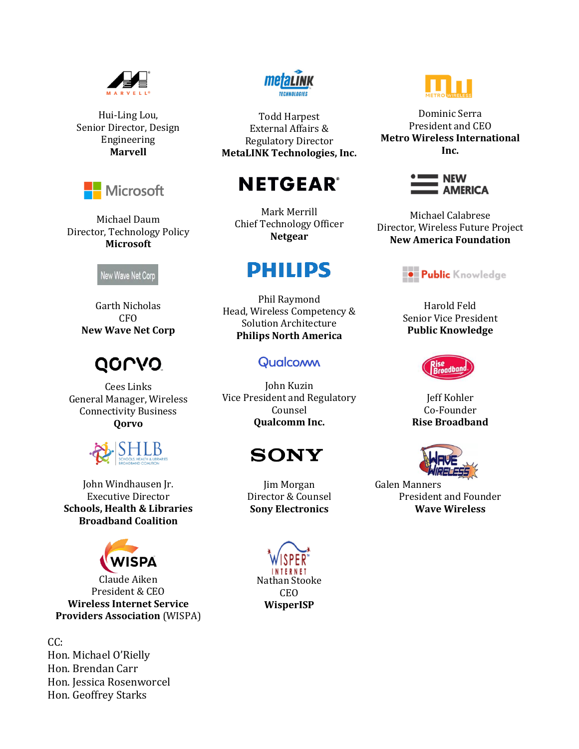Hui-Ling Lou,
Senior Director, Design Engineering
**Marvell**

Todd Harpest
External Affairs & Regulatory Director
**MetaLINK Technologies, Inc.**

Dominic Serra
President and CEO
**Metro Wireless International Inc.**

Michael Daum
Director, Technology Policy
**Microsoft**

Mark Merrill
Chief Technology Officer
**Netgear**

Michael Calabrese
Director, Wireless Future Project
**New America Foundation**

Garth Nicholas
CFO
**New Wave Net Corp**

Phil Raymond
Head, Wireless Competency & Solution Architecture
**Philips North America**

Harold Feld
Senior Vice President
**Public Knowledge**

Cees Links
General Manager, Wireless Connectivity Business
**Qorvo**

John Kuzin
Vice President and Regulatory Counsel
**Qualcomm Inc.**

Jeff Kohler
Co-Founder
**Rise Broadband**

John Windhausen Jr.
Executive Director
**Schools, Health & Libraries Broadband Coalition**

Jim Morgan
Director & Counsel
**Sony Electronics**

Galen Manners
President and Founder
**Wave Wireless**

Claude Aiken
President & CEO
**Wireless Internet Service Providers Association** (WISPA)

Nathan Stooke
CEO
**WisperISP**

CC:
Hon. Michael O'Rielly
Hon. Brendan Carr
Hon. Jessica Rosenworcel
Hon. Geoffrey Starks